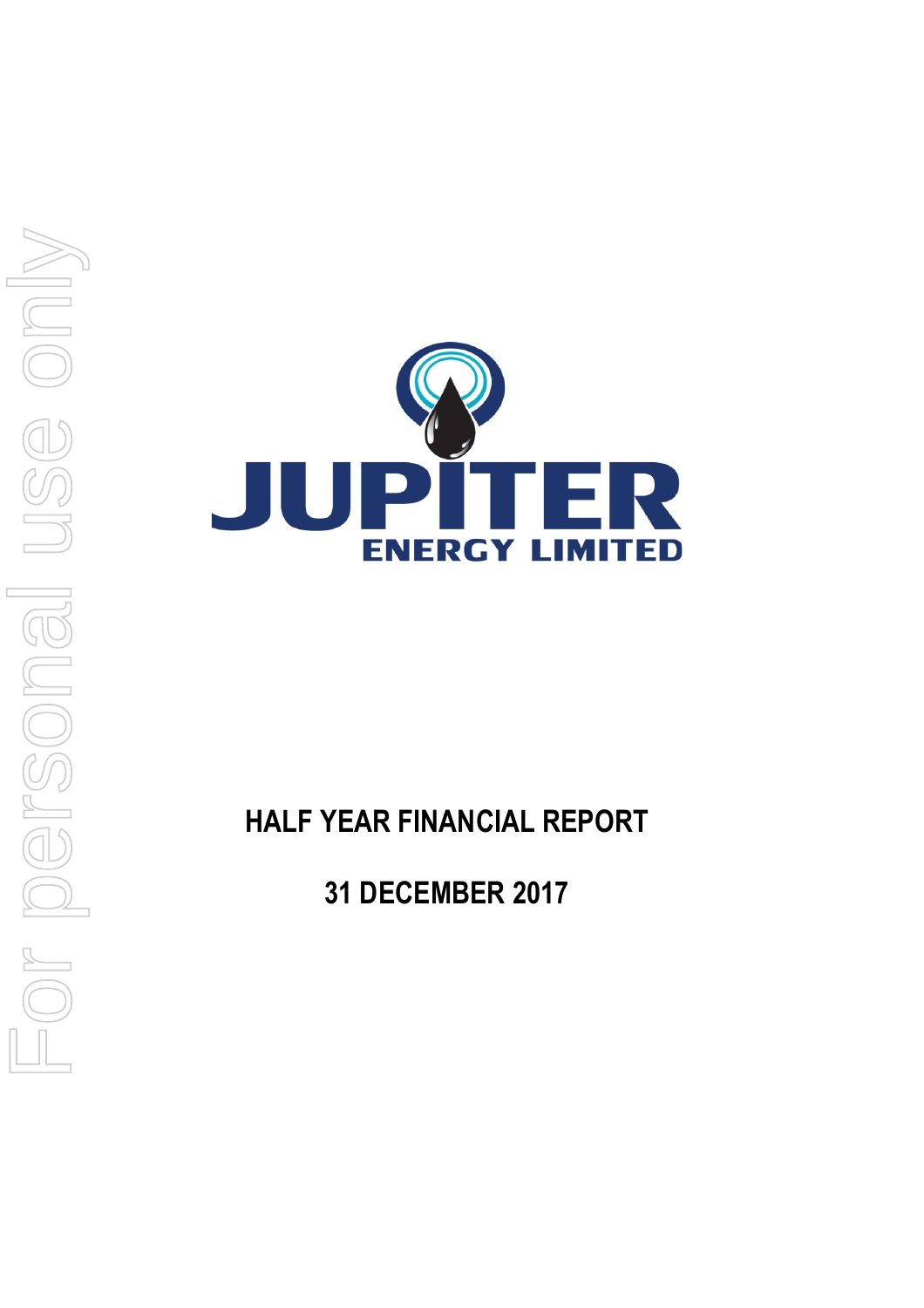# JUPITER ENERGY LIMITED

# HALF YEAR FINANCIAL REPORT

## 31 DECEMBER 2017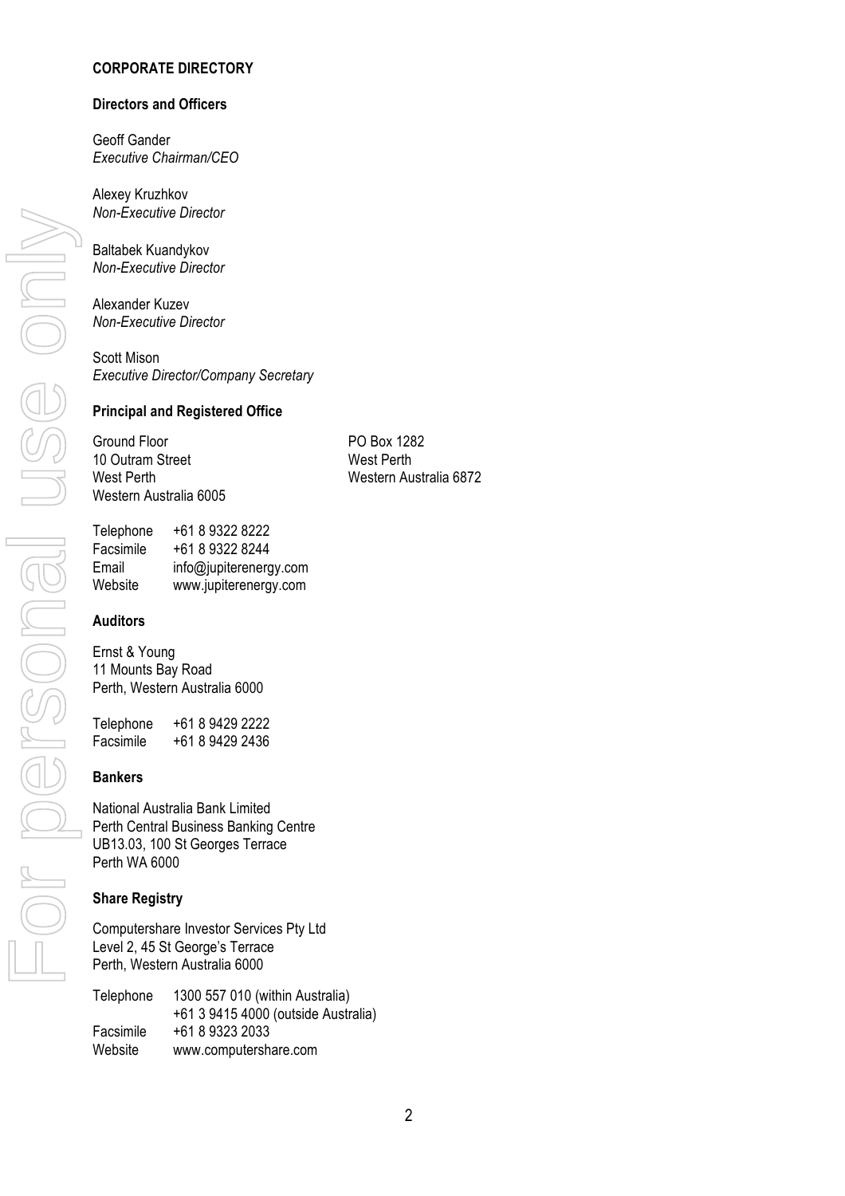## CORPORATE DIRECTORY

### Directors and Officers

Geoff Gander
*Executive Chairman/CEO*

Alexey Kruzhkov
*Non-Executive Director*

Baltabek Kuandykov
*Non-Executive Director*

Alexander Kuzev
*Non-Executive Director*

Scott Mison
*Executive Director/Company Secretary*

### Principal and Registered Office

Ground Floor
10 Outram Street
West Perth
Western Australia 6005

PO Box 1282
West Perth
Western Australia 6872

| | |
|---|---|
| Telephone | +61 8 9322 8222 |
| Facsimile | +61 8 9322 8244 |
| Email | info@jupiterenergy.com |
| Website | www.jupiterenergy.com |

### Auditors

Ernst & Young
11 Mounts Bay Road
Perth, Western Australia 6000

| | |
|---|---|
| Telephone | +61 8 9429 2222 |
| Facsimile | +61 8 9429 2436 |

### Bankers

National Australia Bank Limited
Perth Central Business Banking Centre
UB13.03, 100 St Georges Terrace
Perth WA 6000

### Share Registry

Computershare Investor Services Pty Ltd
Level 2, 45 St George's Terrace
Perth, Western Australia 6000

| | |
|---|---|
| Telephone | 1300 557 010 (within Australia)<br>+61 3 9415 4000 (outside Australia) |
| Facsimile | +61 8 9323 2033 |
| Website | www.computershare.com |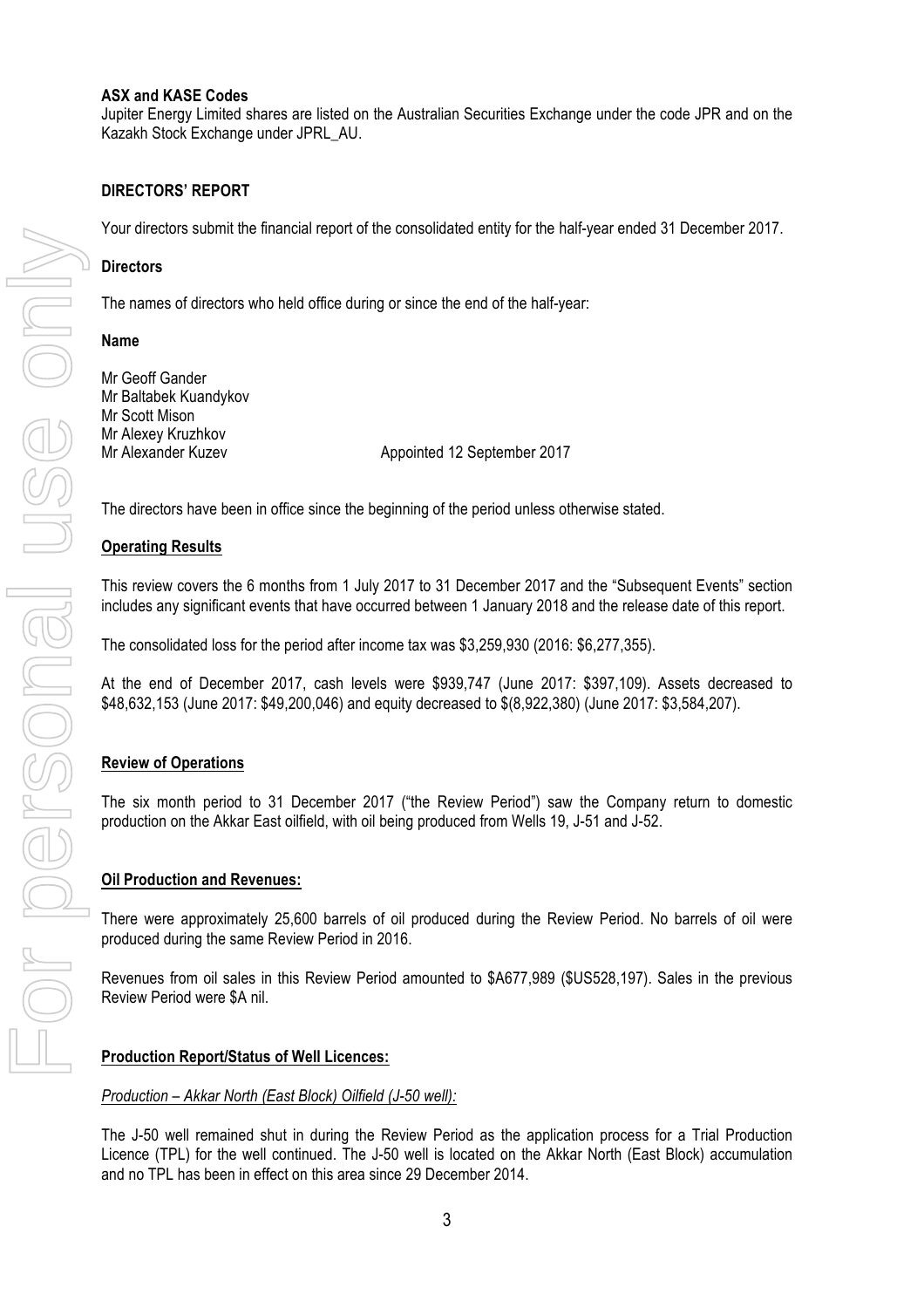**ASX and KASE Codes**

Jupiter Energy Limited shares are listed on the Australian Securities Exchange under the code JPR and on the Kazakh Stock Exchange under JPRL_AU.

**DIRECTORS' REPORT**

Your directors submit the financial report of the consolidated entity for the half-year ended 31 December 2017.

**Directors**

The names of directors who held office during or since the end of the half-year:

**Name**

Mr Geoff Gander
Mr Baltabek Kuandykov
Mr Scott Mison
Mr Alexey Kruzhkov
Mr Alexander Kuzev Appointed 12 September 2017

The directors have been in office since the beginning of the period unless otherwise stated.

**Operating Results**

This review covers the 6 months from 1 July 2017 to 31 December 2017 and the "Subsequent Events" section includes any significant events that have occurred between 1 January 2018 and the release date of this report.

The consolidated loss for the period after income tax was $3,259,930 (2016: $6,277,355).

At the end of December 2017, cash levels were $939,747 (June 2017: $397,109). Assets decreased to $48,632,153 (June 2017: $49,200,046) and equity decreased to $(8,922,380) (June 2017: $3,584,207).

**Review of Operations**

The six month period to 31 December 2017 ("the Review Period") saw the Company return to domestic production on the Akkar East oilfield, with oil being produced from Wells 19, J-51 and J-52.

**Oil Production and Revenues:**

There were approximately 25,600 barrels of oil produced during the Review Period. No barrels of oil were produced during the same Review Period in 2016.

Revenues from oil sales in this Review Period amounted to $A677,989 ($US528,197). Sales in the previous Review Period were $A nil.

**Production Report/Status of Well Licences:**

*Production – Akkar North (East Block) Oilfield (J-50 well):*

The J-50 well remained shut in during the Review Period as the application process for a Trial Production Licence (TPL) for the well continued. The J-50 well is located on the Akkar North (East Block) accumulation and no TPL has been in effect on this area since 29 December 2014.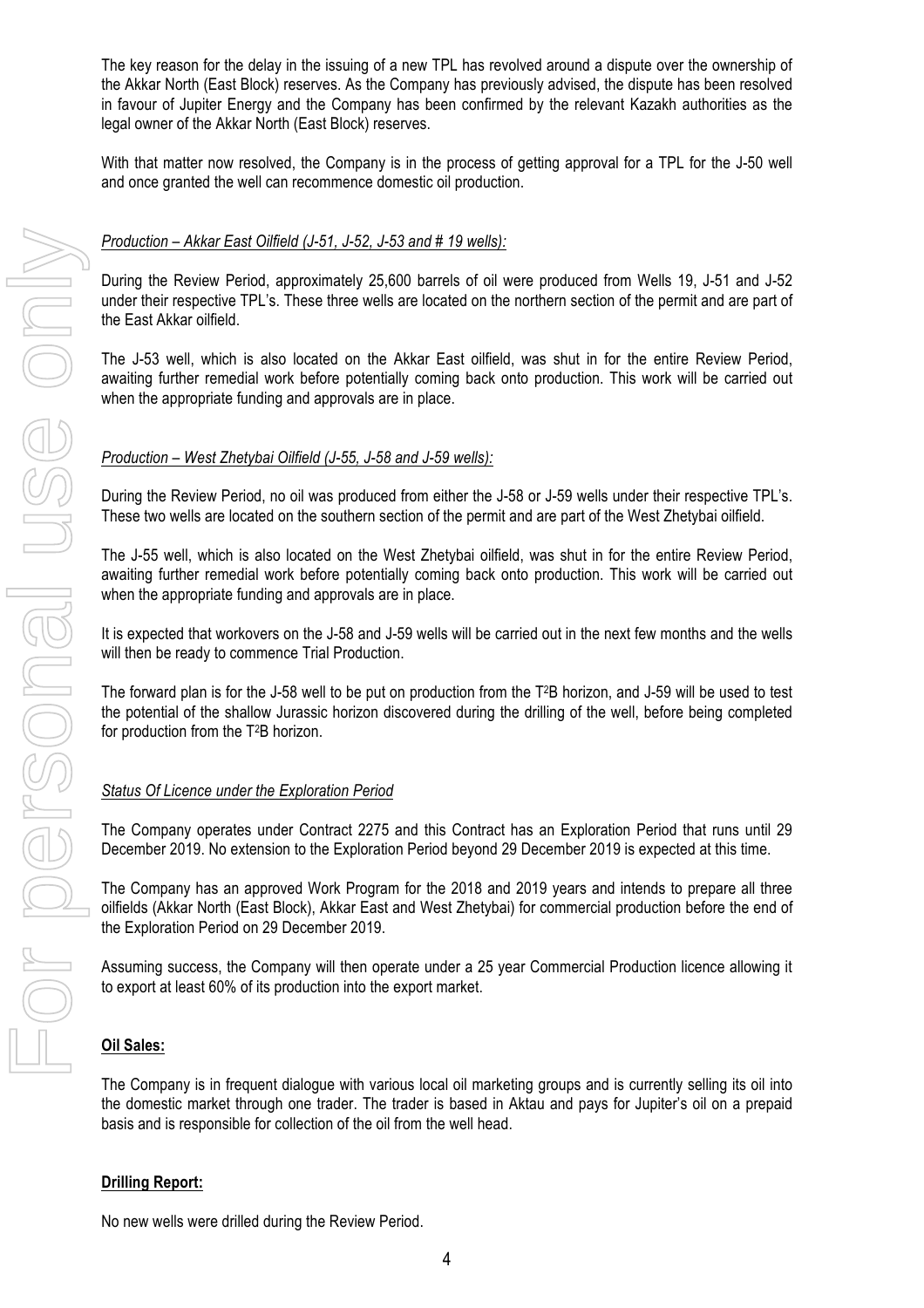The key reason for the delay in the issuing of a new TPL has revolved around a dispute over the ownership of the Akkar North (East Block) reserves. As the Company has previously advised, the dispute has been resolved in favour of Jupiter Energy and the Company has been confirmed by the relevant Kazakh authorities as the legal owner of the Akkar North (East Block) reserves.

With that matter now resolved, the Company is in the process of getting approval for a TPL for the J-50 well and once granted the well can recommence domestic oil production.

*Production – Akkar East Oilfield (J-51, J-52, J-53 and # 19 wells):*

During the Review Period, approximately 25,600 barrels of oil were produced from Wells 19, J-51 and J-52 under their respective TPL's. These three wells are located on the northern section of the permit and are part of the East Akkar oilfield.

The J-53 well, which is also located on the Akkar East oilfield, was shut in for the entire Review Period, awaiting further remedial work before potentially coming back onto production. This work will be carried out when the appropriate funding and approvals are in place.

*Production – West Zhetybai Oilfield (J-55, J-58 and J-59 wells):*

During the Review Period, no oil was produced from either the J-58 or J-59 wells under their respective TPL's. These two wells are located on the southern section of the permit and are part of the West Zhetybai oilfield.

The J-55 well, which is also located on the West Zhetybai oilfield, was shut in for the entire Review Period, awaiting further remedial work before potentially coming back onto production. This work will be carried out when the appropriate funding and approvals are in place.

It is expected that workovers on the J-58 and J-59 wells will be carried out in the next few months and the wells will then be ready to commence Trial Production.

The forward plan is for the J-58 well to be put on production from the $T^2B$ horizon, and J-59 will be used to test the potential of the shallow Jurassic horizon discovered during the drilling of the well, before being completed for production from the $T^2B$ horizon.

*Status Of Licence under the Exploration Period*

The Company operates under Contract 2275 and this Contract has an Exploration Period that runs until 29 December 2019. No extension to the Exploration Period beyond 29 December 2019 is expected at this time.

The Company has an approved Work Program for the 2018 and 2019 years and intends to prepare all three oilfields (Akkar North (East Block), Akkar East and West Zhetybai) for commercial production before the end of the Exploration Period on 29 December 2019.

Assuming success, the Company will then operate under a 25 year Commercial Production licence allowing it to export at least 60% of its production into the export market.

**Oil Sales:**

The Company is in frequent dialogue with various local oil marketing groups and is currently selling its oil into the domestic market through one trader. The trader is based in Aktau and pays for Jupiter's oil on a prepaid basis and is responsible for collection of the oil from the well head.

**Drilling Report:**

No new wells were drilled during the Review Period.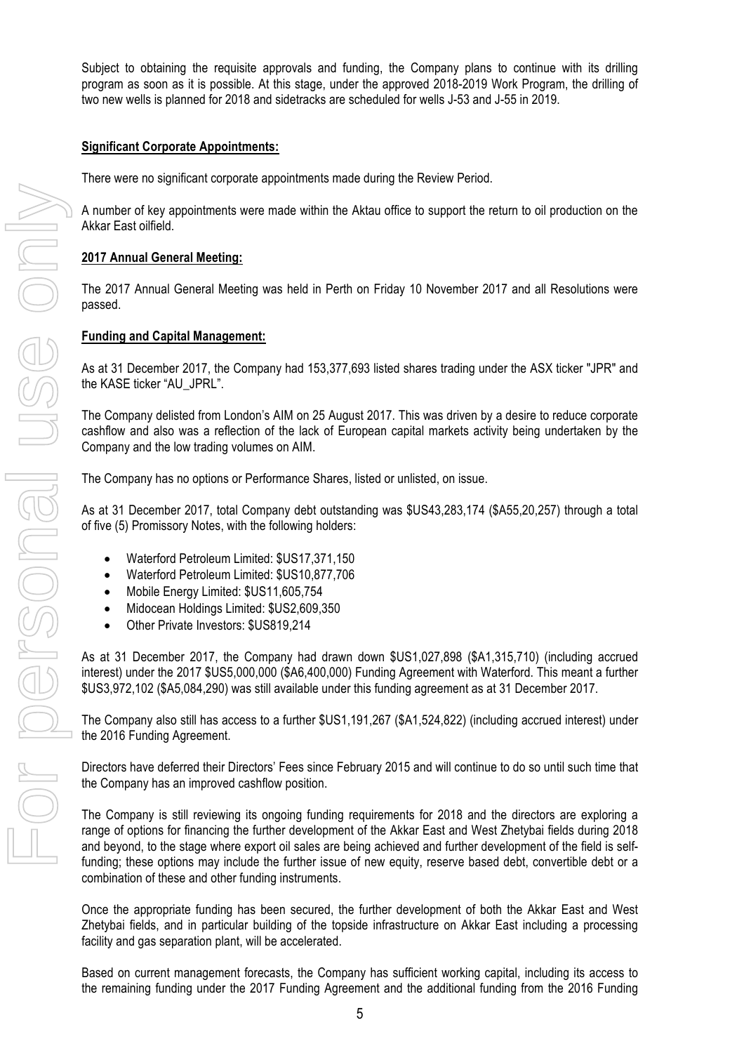Subject to obtaining the requisite approvals and funding, the Company plans to continue with its drilling program as soon as it is possible. At this stage, under the approved 2018-2019 Work Program, the drilling of two new wells is planned for 2018 and sidetracks are scheduled for wells J-53 and J-55 in 2019.

## Significant Corporate Appointments:

There were no significant corporate appointments made during the Review Period.

A number of key appointments were made within the Aktau office to support the return to oil production on the Akkar East oilfield.

## 2017 Annual General Meeting:

The 2017 Annual General Meeting was held in Perth on Friday 10 November 2017 and all Resolutions were passed.

## Funding and Capital Management:

As at 31 December 2017, the Company had 153,377,693 listed shares trading under the ASX ticker "JPR" and the KASE ticker "AU_JPRL".

The Company delisted from London's AIM on 25 August 2017. This was driven by a desire to reduce corporate cashflow and also was a reflection of the lack of European capital markets activity being undertaken by the Company and the low trading volumes on AIM.

The Company has no options or Performance Shares, listed or unlisted, on issue.

As at 31 December 2017, total Company debt outstanding was $US43,283,174 ($A55,20,257) through a total of five (5) Promissory Notes, with the following holders:

- Waterford Petroleum Limited: $US17,371,150
- Waterford Petroleum Limited: $US10,877,706
- Mobile Energy Limited: $US11,605,754
- Midocean Holdings Limited: $US2,609,350
- Other Private Investors: $US819,214

As at 31 December 2017, the Company had drawn down $US1,027,898 ($A1,315,710) (including accrued interest) under the 2017 $US5,000,000 ($A6,400,000) Funding Agreement with Waterford. This meant a further $US3,972,102 ($A5,084,290) was still available under this funding agreement as at 31 December 2017.

The Company also still has access to a further $US1,191,267 ($A1,524,822) (including accrued interest) under the 2016 Funding Agreement.

Directors have deferred their Directors' Fees since February 2015 and will continue to do so until such time that the Company has an improved cashflow position.

The Company is still reviewing its ongoing funding requirements for 2018 and the directors are exploring a range of options for financing the further development of the Akkar East and West Zhetybai fields during 2018 and beyond, to the stage where export oil sales are being achieved and further development of the field is self-funding; these options may include the further issue of new equity, reserve based debt, convertible debt or a combination of these and other funding instruments.

Once the appropriate funding has been secured, the further development of both the Akkar East and West Zhetybai fields, and in particular building of the topside infrastructure on Akkar East including a processing facility and gas separation plant, will be accelerated.

Based on current management forecasts, the Company has sufficient working capital, including its access to the remaining funding under the 2017 Funding Agreement and the additional funding from the 2016 Funding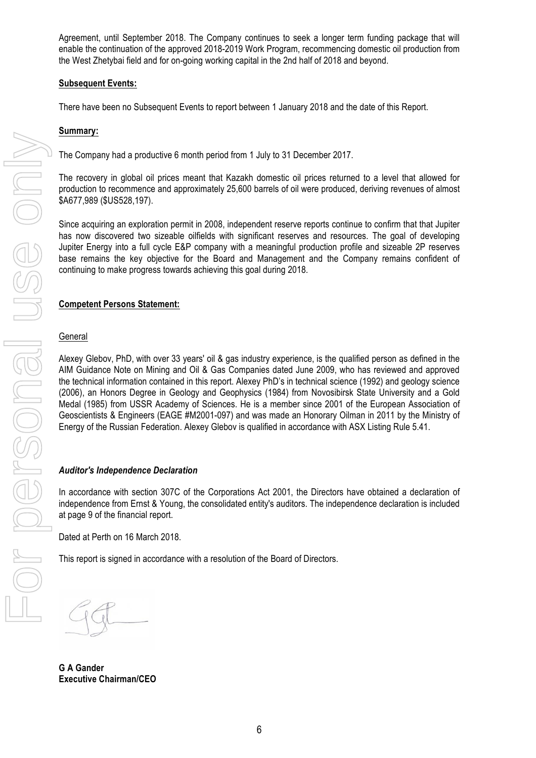Agreement, until September 2018. The Company continues to seek a longer term funding package that will enable the continuation of the approved 2018-2019 Work Program, recommencing domestic oil production from the West Zhetybai field and for on-going working capital in the 2nd half of 2018 and beyond.

**Subsequent Events:**

There have been no Subsequent Events to report between 1 January 2018 and the date of this Report.

**Summary:**

The Company had a productive 6 month period from 1 July to 31 December 2017.

The recovery in global oil prices meant that Kazakh domestic oil prices returned to a level that allowed for production to recommence and approximately 25,600 barrels of oil were produced, deriving revenues of almost $A677,989 ($US528,197).

Since acquiring an exploration permit in 2008, independent reserve reports continue to confirm that that Jupiter has now discovered two sizeable oilfields with significant reserves and resources. The goal of developing Jupiter Energy into a full cycle E&P company with a meaningful production profile and sizeable 2P reserves base remains the key objective for the Board and Management and the Company remains confident of continuing to make progress towards achieving this goal during 2018.

**Competent Persons Statement:**

General

Alexey Glebov, PhD, with over 33 years' oil & gas industry experience, is the qualified person as defined in the AIM Guidance Note on Mining and Oil & Gas Companies dated June 2009, who has reviewed and approved the technical information contained in this report. Alexey PhD's in technical science (1992) and geology science (2006), an Honors Degree in Geology and Geophysics (1984) from Novosibirsk State University and a Gold Medal (1985) from USSR Academy of Sciences. He is a member since 2001 of the European Association of Geoscientists & Engineers (EAGE #M2001-097) and was made an Honorary Oilman in 2011 by the Ministry of Energy of the Russian Federation. Alexey Glebov is qualified in accordance with ASX Listing Rule 5.41.

***Auditor's Independence Declaration***

In accordance with section 307C of the Corporations Act 2001, the Directors have obtained a declaration of independence from Ernst & Young, the consolidated entity's auditors. The independence declaration is included at page 9 of the financial report.

Dated at Perth on 16 March 2018.

This report is signed in accordance with a resolution of the Board of Directors.

**G A Gander**
**Executive Chairman/CEO**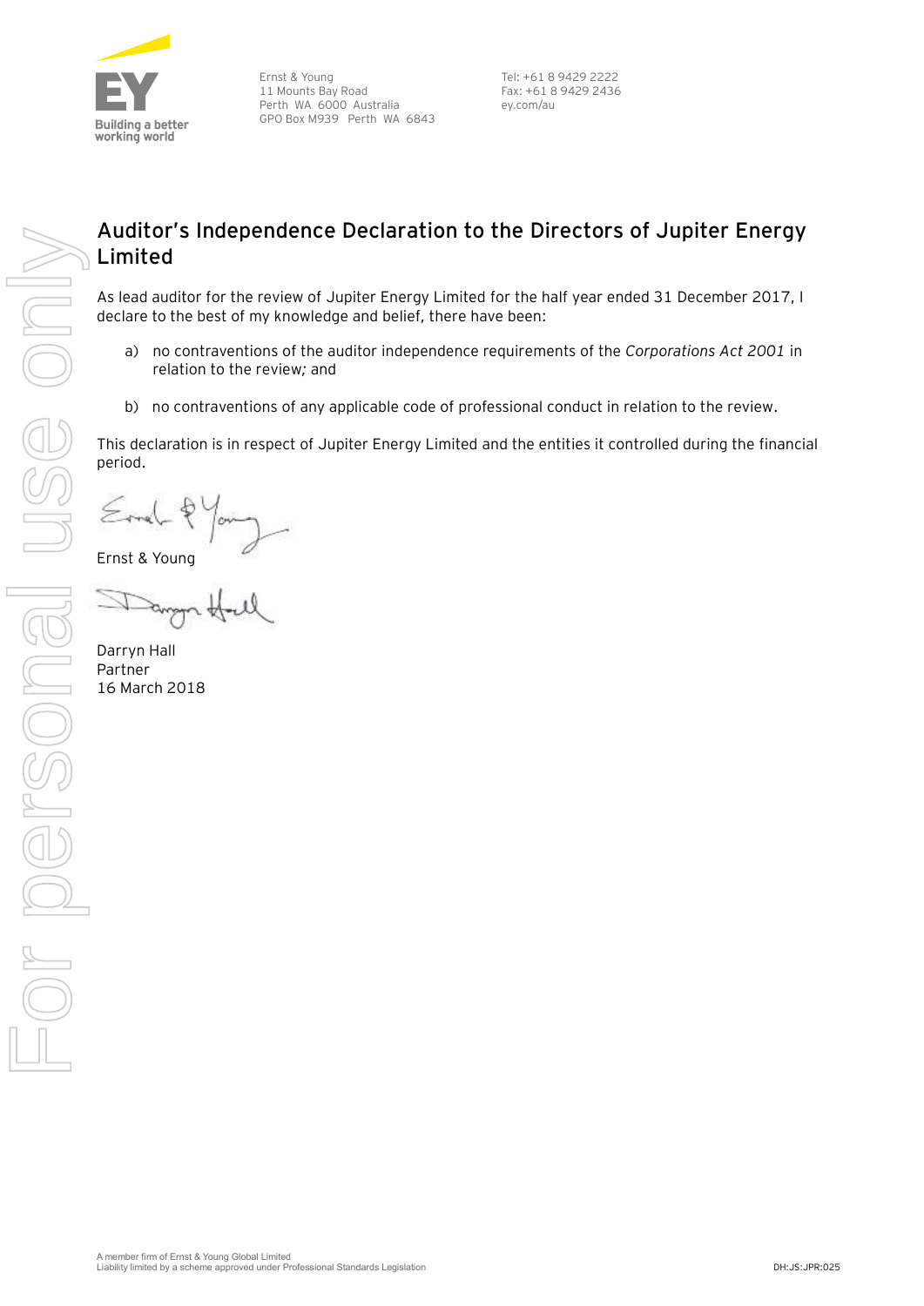Ernst & Young
11 Mounts Bay Road
Perth WA 6000 Australia
GPO Box M939 Perth WA 6843

Tel: +61 8 9429 2222
Fax: +61 8 9429 2436
ey.com/au

## Auditor's Independence Declaration to the Directors of Jupiter Energy Limited

As lead auditor for the review of Jupiter Energy Limited for the half year ended 31 December 2017, I declare to the best of my knowledge and belief, there have been:

a) no contraventions of the auditor independence requirements of the *Corporations Act 2001* in relation to the review*;* and

b) no contraventions of any applicable code of professional conduct in relation to the review.

This declaration is in respect of Jupiter Energy Limited and the entities it controlled during the financial period.

Ernst & Young

Darryn Hall
Partner
16 March 2018

A member firm of Ernst & Young Global Limited
Liability limited by a scheme approved under Professional Standards Legislation

DH:JS:JPR:025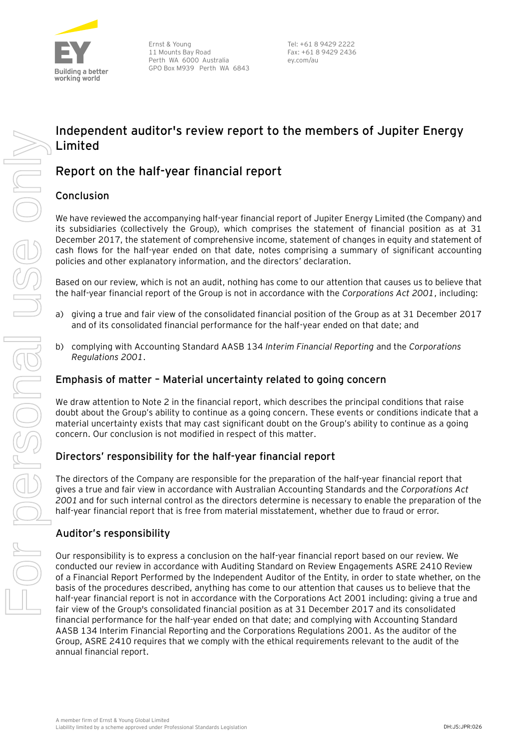Ernst & Young
11 Mounts Bay Road
Perth WA 6000 Australia
GPO Box M939 Perth WA 6843

Tel: +61 8 9429 2222
Fax: +61 8 9429 2436
ey.com/au

# Independent auditor's review report to the members of Jupiter Energy Limited

## Report on the half-year financial report

### Conclusion

We have reviewed the accompanying half-year financial report of Jupiter Energy Limited (the Company) and its subsidiaries (collectively the Group), which comprises the statement of financial position as at 31 December 2017, the statement of comprehensive income, statement of changes in equity and statement of cash flows for the half-year ended on that date, notes comprising a summary of significant accounting policies and other explanatory information, and the directors' declaration.

Based on our review, which is not an audit, nothing has come to our attention that causes us to believe that the half-year financial report of the Group is not in accordance with the *Corporations Act 2001*, including:

a) giving a true and fair view of the consolidated financial position of the Group as at 31 December 2017 and of its consolidated financial performance for the half-year ended on that date; and

b) complying with Accounting Standard AASB 134 *Interim Financial Reporting* and the *Corporations Regulations 2001*.

### Emphasis of matter – Material uncertainty related to going concern

We draw attention to Note 2 in the financial report, which describes the principal conditions that raise doubt about the Group's ability to continue as a going concern. These events or conditions indicate that a material uncertainty exists that may cast significant doubt on the Group's ability to continue as a going concern. Our conclusion is not modified in respect of this matter.

### Directors' responsibility for the half-year financial report

The directors of the Company are responsible for the preparation of the half-year financial report that gives a true and fair view in accordance with Australian Accounting Standards and the *Corporations Act 2001* and for such internal control as the directors determine is necessary to enable the preparation of the half-year financial report that is free from material misstatement, whether due to fraud or error.

### Auditor's responsibility

Our responsibility is to express a conclusion on the half-year financial report based on our review. We conducted our review in accordance with Auditing Standard on Review Engagements ASRE 2410 Review of a Financial Report Performed by the Independent Auditor of the Entity, in order to state whether, on the basis of the procedures described, anything has come to our attention that causes us to believe that the half-year financial report is not in accordance with the Corporations Act 2001 including: giving a true and fair view of the Group's consolidated financial position as at 31 December 2017 and its consolidated financial performance for the half-year ended on that date; and complying with Accounting Standard AASB 134 Interim Financial Reporting and the Corporations Regulations 2001. As the auditor of the Group, ASRE 2410 requires that we comply with the ethical requirements relevant to the audit of the annual financial report.

A member firm of Ernst & Young Global Limited
Liability limited by a scheme approved under Professional Standards Legislation

DH:JS:JPR:026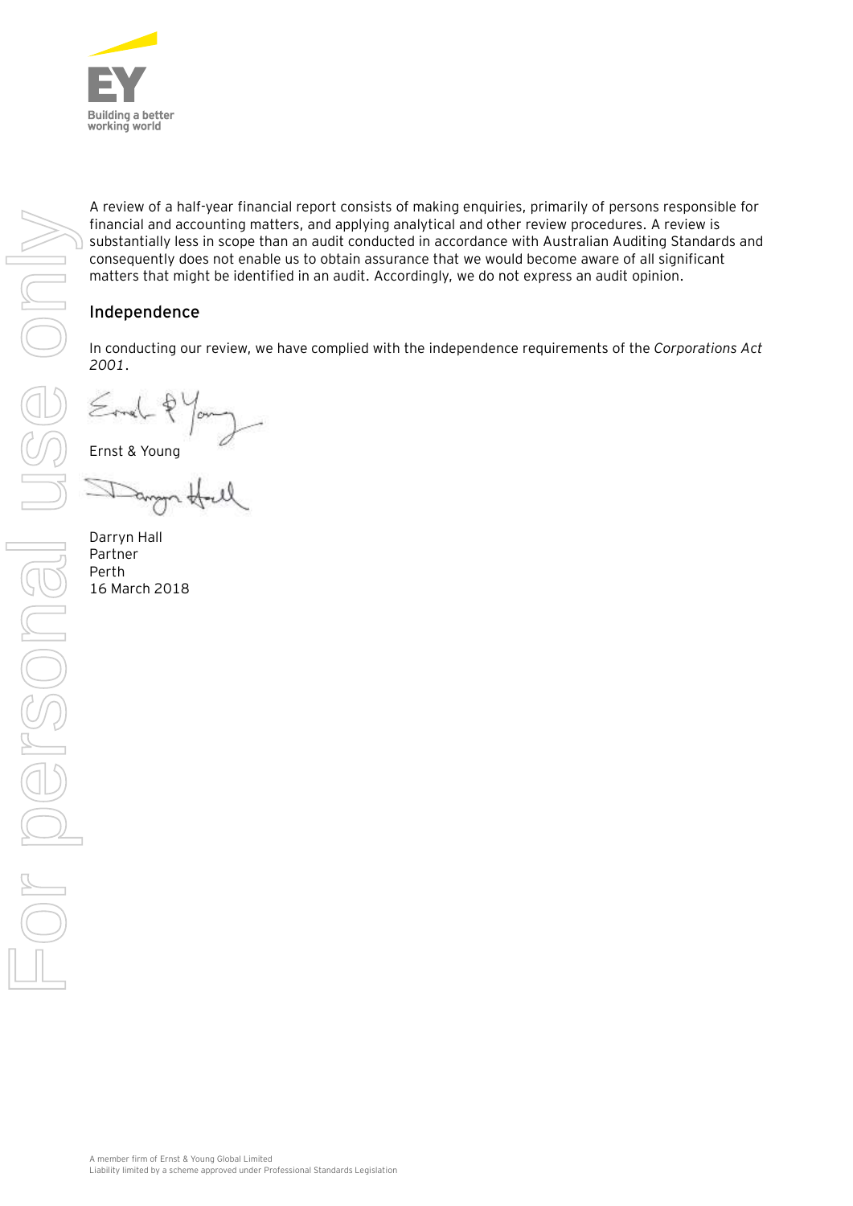A review of a half-year financial report consists of making enquiries, primarily of persons responsible for financial and accounting matters, and applying analytical and other review procedures. A review is substantially less in scope than an audit conducted in accordance with Australian Auditing Standards and consequently does not enable us to obtain assurance that we would become aware of all significant matters that might be identified in an audit. Accordingly, we do not express an audit opinion.

## Independence

In conducting our review, we have complied with the independence requirements of the *Corporations Act 2001*.

Ernst & Young

Darryn Hall
Partner
Perth
16 March 2018

A member firm of Ernst & Young Global Limited
Liability limited by a scheme approved under Professional Standards Legislation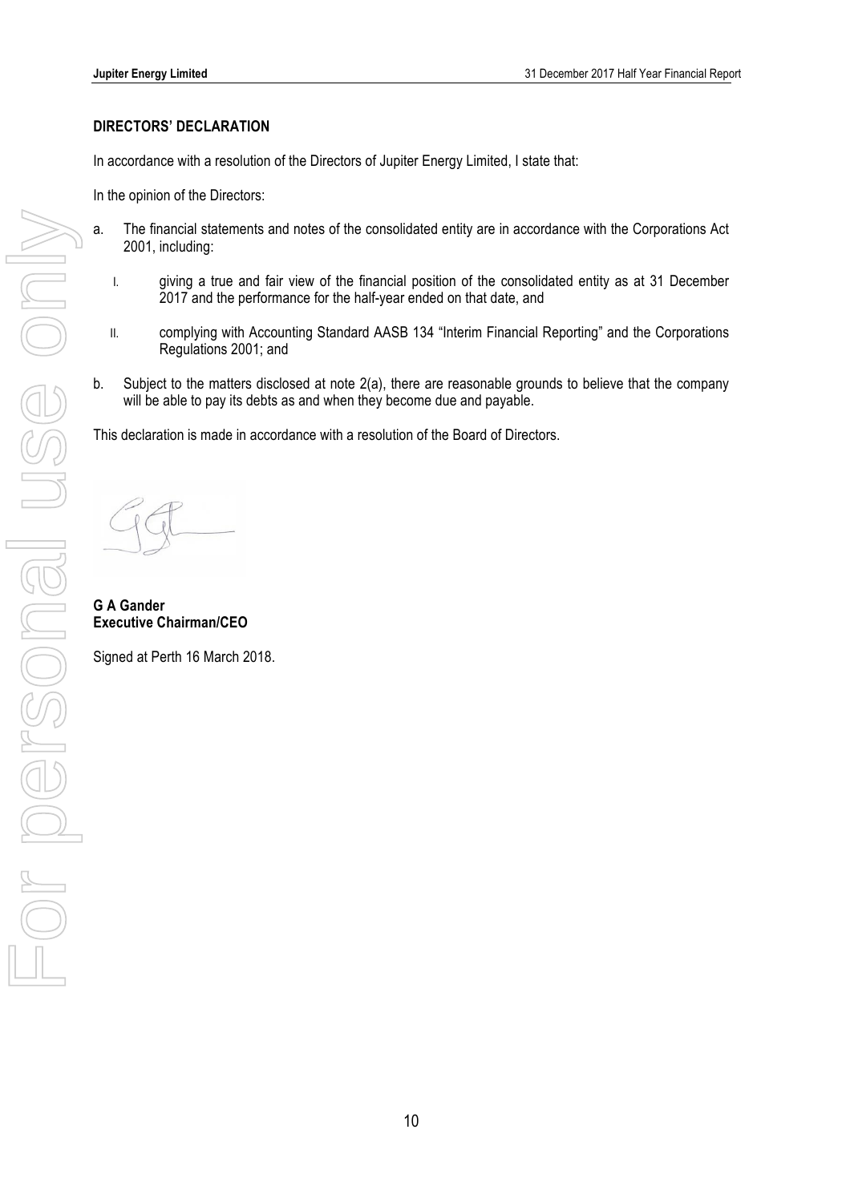## DIRECTORS' DECLARATION

In accordance with a resolution of the Directors of Jupiter Energy Limited, I state that:

In the opinion of the Directors:

a. The financial statements and notes of the consolidated entity are in accordance with the Corporations Act 2001, including:

   I. giving a true and fair view of the financial position of the consolidated entity as at 31 December 2017 and the performance for the half-year ended on that date, and

   II. complying with Accounting Standard AASB 134 "Interim Financial Reporting" and the Corporations Regulations 2001; and

b. Subject to the matters disclosed at note 2(a), there are reasonable grounds to believe that the company will be able to pay its debts as and when they become due and payable.

This declaration is made in accordance with a resolution of the Board of Directors.

**G A Gander**
**Executive Chairman/CEO**

Signed at Perth 16 March 2018.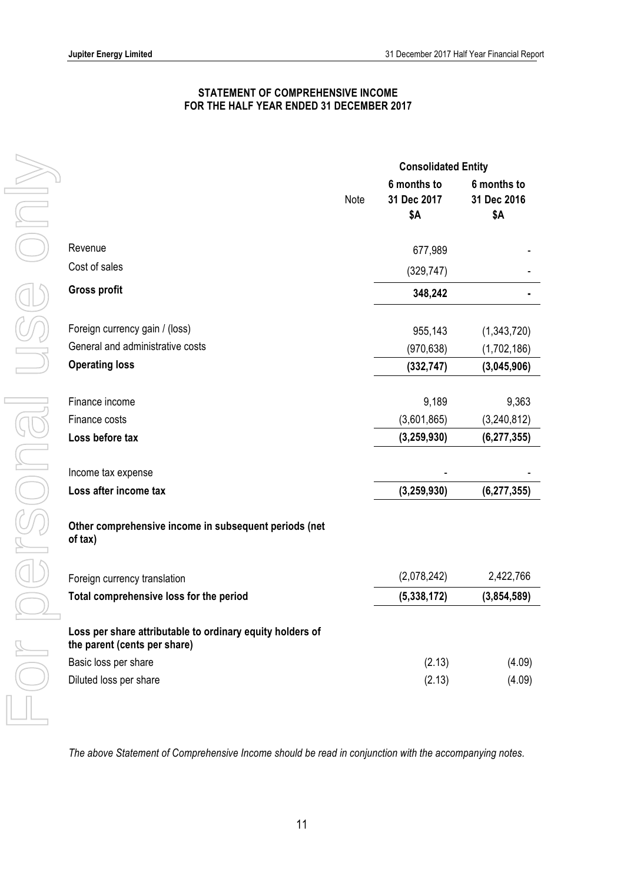## STATEMENT OF COMPREHENSIVE INCOME
## FOR THE HALF YEAR ENDED 31 DECEMBER 2017

| | Note | Consolidated Entity | |
|---|---|---|---|
| | | 6 months to 31 Dec 2017 $A | 6 months to 31 Dec 2016 $A |
| Revenue | | 677,989 | - |
| Cost of sales | | (329,747) | - |
| **Gross profit** | | **348,242** | **-** |
| Foreign currency gain / (loss) | | 955,143 | (1,343,720) |
| General and administrative costs | | (970,638) | (1,702,186) |
| **Operating loss** | | **(332,747)** | **(3,045,906)** |
| Finance income | | 9,189 | 9,363 |
| Finance costs | | (3,601,865) | (3,240,812) |
| **Loss before tax** | | **(3,259,930)** | **(6,277,355)** |
| Income tax expense | | - | - |
| **Loss after income tax** | | **(3,259,930)** | **(6,277,355)** |
| **Other comprehensive income in subsequent periods (net of tax)** | | | |
| Foreign currency translation | | (2,078,242) | 2,422,766 |
| **Total comprehensive loss for the period** | | **(5,338,172)** | **(3,854,589)** |
| **Loss per share attributable to ordinary equity holders of the parent (cents per share)** | | | |
| Basic loss per share | | (2.13) | (4.09) |
| Diluted loss per share | | (2.13) | (4.09) |

*The above Statement of Comprehensive Income should be read in conjunction with the accompanying notes.*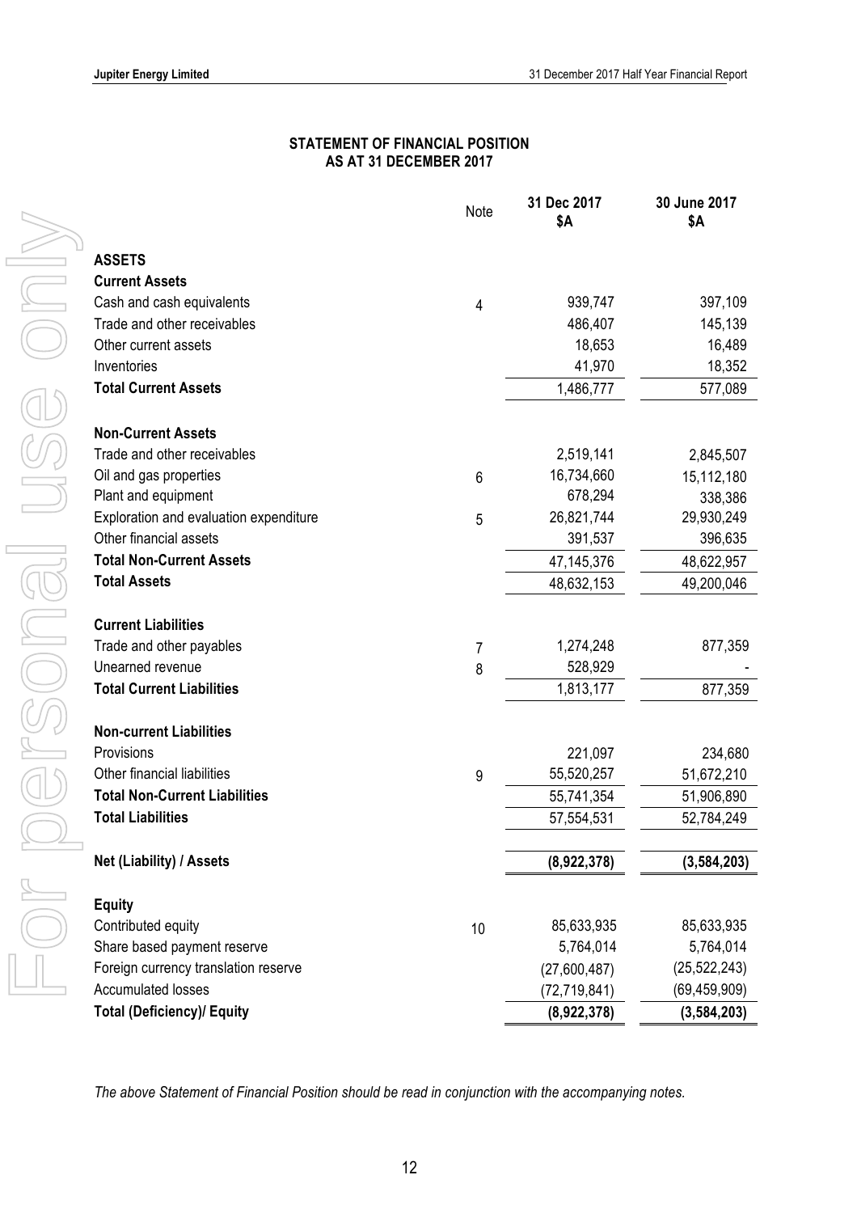# STATEMENT OF FINANCIAL POSITION
## AS AT 31 DECEMBER 2017

| | Note | 31 Dec 2017 $A | 30 June 2017 $A |
|---|---|---|---|
| **ASSETS** | | | |
| **Current Assets** | | | |
| Cash and cash equivalents | 4 | 939,747 | 397,109 |
| Trade and other receivables | | 486,407 | 145,139 |
| Other current assets | | 18,653 | 16,489 |
| Inventories | | 41,970 | 18,352 |
| **Total Current Assets** | | 1,486,777 | 577,089 |
| | | | |
| **Non-Current Assets** | | | |
| Trade and other receivables | | 2,519,141 | 2,845,507 |
| Oil and gas properties | 6 | 16,734,660 | 15,112,180 |
| Plant and equipment | | 678,294 | 338,386 |
| Exploration and evaluation expenditure | 5 | 26,821,744 | 29,930,249 |
| Other financial assets | | 391,537 | 396,635 |
| **Total Non-Current Assets** | | 47,145,376 | 48,622,957 |
| **Total Assets** | | 48,632,153 | 49,200,046 |
| | | | |
| **Current Liabilities** | | | |
| Trade and other payables | 7 | 1,274,248 | 877,359 |
| Unearned revenue | 8 | 528,929 | - |
| **Total Current Liabilities** | | 1,813,177 | 877,359 |
| | | | |
| **Non-current Liabilities** | | | |
| Provisions | | 221,097 | 234,680 |
| Other financial liabilities | 9 | 55,520,257 | 51,672,210 |
| **Total Non-Current Liabilities** | | 55,741,354 | 51,906,890 |
| **Total Liabilities** | | 57,554,531 | 52,784,249 |
| | | | |
| **Net (Liability) / Assets** | | **(8,922,378)** | **(3,584,203)** |
| | | | |
| **Equity** | | | |
| Contributed equity | 10 | 85,633,935 | 85,633,935 |
| Share based payment reserve | | 5,764,014 | 5,764,014 |
| Foreign currency translation reserve | | (27,600,487) | (25,522,243) |
| Accumulated losses | | (72,719,841) | (69,459,909) |
| **Total (Deficiency)/ Equity** | | **(8,922,378)** | **(3,584,203)** |

*The above Statement of Financial Position should be read in conjunction with the accompanying notes.*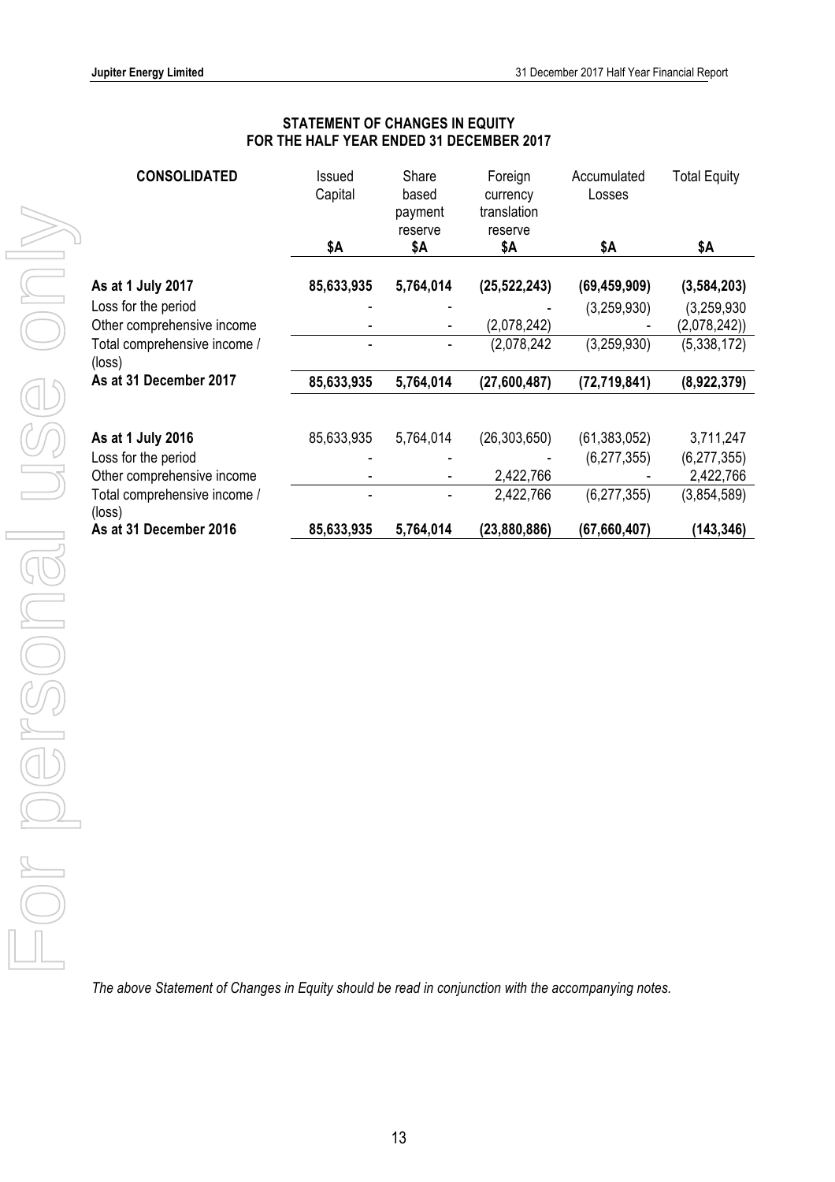## STATEMENT OF CHANGES IN EQUITY
## FOR THE HALF YEAR ENDED 31 DECEMBER 2017

| CONSOLIDATED | Issued Capital | Share based payment reserve | Foreign currency translation reserve | Accumulated Losses | Total Equity |
|---|---|---|---|---|---|
| | $A | $A | $A | $A | $A |
| **As at 1 July 2017** | **85,633,935** | **5,764,014** | **(25,522,243)** | **(69,459,909)** | **(3,584,203)** |
| Loss for the period | - | - | - | (3,259,930) | (3,259,930 |
| Other comprehensive income | - | - | (2,078,242) | - | (2,078,242)) |
| Total comprehensive income / (loss) | - | - | (2,078,242 | (3,259,930) | (5,338,172) |
| **As at 31 December 2017** | **85,633,935** | **5,764,014** | **(27,600,487)** | **(72,719,841)** | **(8,922,379)** |
| | | | | | |
| **As at 1 July 2016** | 85,633,935 | 5,764,014 | (26,303,650) | (61,383,052) | 3,711,247 |
| Loss for the period | - | - | - | (6,277,355) | (6,277,355) |
| Other comprehensive income | - | - | 2,422,766 | - | 2,422,766 |
| Total comprehensive income / (loss) | - | - | 2,422,766 | (6,277,355) | (3,854,589) |
| **As at 31 December 2016** | **85,633,935** | **5,764,014** | **(23,880,886)** | **(67,660,407)** | **(143,346)** |

*The above Statement of Changes in Equity should be read in conjunction with the accompanying notes.*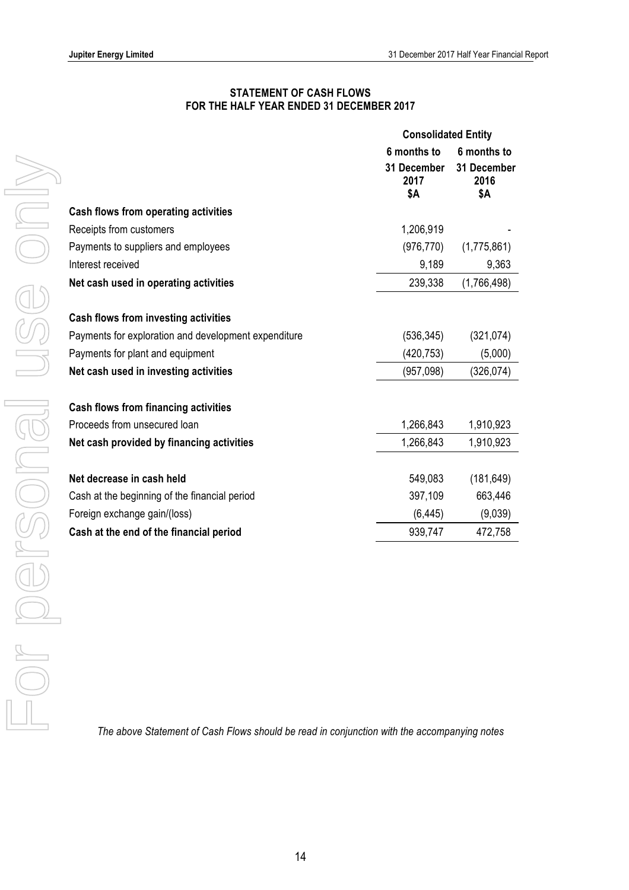## STATEMENT OF CASH FLOWS
## FOR THE HALF YEAR ENDED 31 DECEMBER 2017

| | Consolidated Entity | |
|---|---|---|
| | 6 months to 31 December 2017 $A | 6 months to 31 December 2016 $A |
| **Cash flows from operating activities** | | |
| Receipts from customers | 1,206,919 | - |
| Payments to suppliers and employees | (976,770) | (1,775,861) |
| Interest received | 9,189 | 9,363 |
| **Net cash used in operating activities** | 239,338 | (1,766,498) |
| | | |
| **Cash flows from investing activities** | | |
| Payments for exploration and development expenditure | (536,345) | (321,074) |
| Payments for plant and equipment | (420,753) | (5,000) |
| **Net cash used in investing activities** | (957,098) | (326,074) |
| | | |
| **Cash flows from financing activities** | | |
| Proceeds from unsecured loan | 1,266,843 | 1,910,923 |
| **Net cash provided by financing activities** | 1,266,843 | 1,910,923 |
| | | |
| **Net decrease in cash held** | 549,083 | (181,649) |
| Cash at the beginning of the financial period | 397,109 | 663,446 |
| Foreign exchange gain/(loss) | (6,445) | (9,039) |
| **Cash at the end of the financial period** | 939,747 | 472,758 |

*The above Statement of Cash Flows should be read in conjunction with the accompanying notes*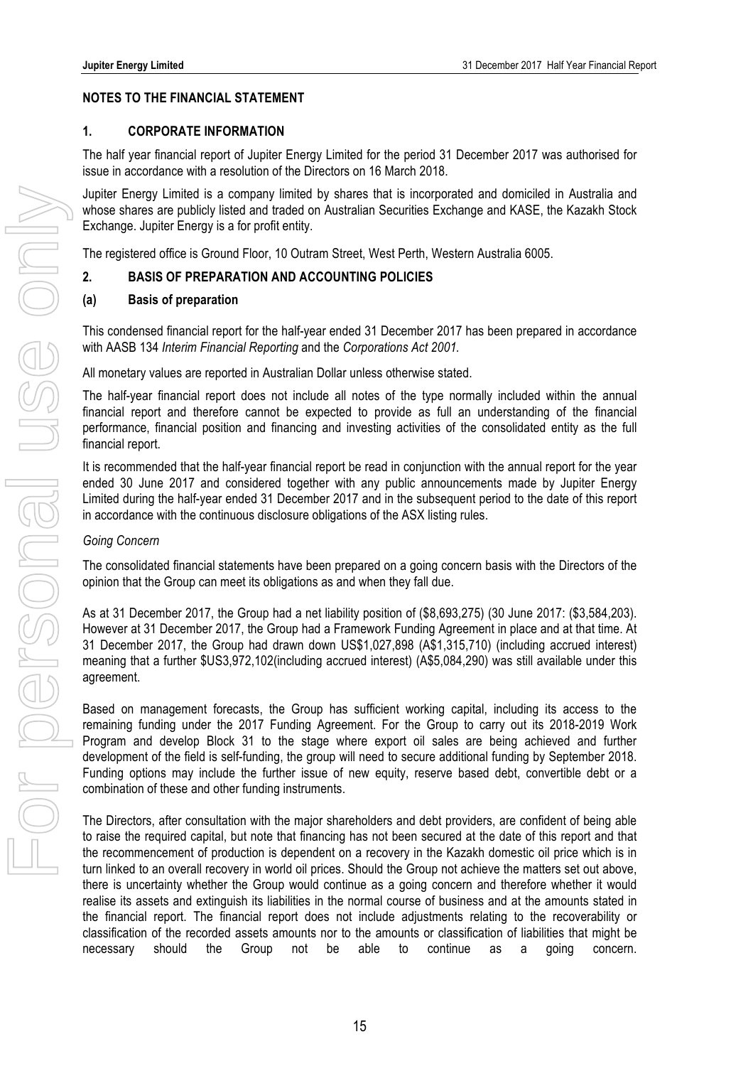## NOTES TO THE FINANCIAL STATEMENT

### 1. CORPORATE INFORMATION

The half year financial report of Jupiter Energy Limited for the period 31 December 2017 was authorised for issue in accordance with a resolution of the Directors on 16 March 2018.

Jupiter Energy Limited is a company limited by shares that is incorporated and domiciled in Australia and whose shares are publicly listed and traded on Australian Securities Exchange and KASE, the Kazakh Stock Exchange. Jupiter Energy is a for profit entity.

The registered office is Ground Floor, 10 Outram Street, West Perth, Western Australia 6005.

### 2. BASIS OF PREPARATION AND ACCOUNTING POLICIES

#### (a) Basis of preparation

This condensed financial report for the half-year ended 31 December 2017 has been prepared in accordance with AASB 134 *Interim Financial Reporting* and the *Corporations Act 2001.*

All monetary values are reported in Australian Dollar unless otherwise stated.

The half-year financial report does not include all notes of the type normally included within the annual financial report and therefore cannot be expected to provide as full an understanding of the financial performance, financial position and financing and investing activities of the consolidated entity as the full financial report.

It is recommended that the half-year financial report be read in conjunction with the annual report for the year ended 30 June 2017 and considered together with any public announcements made by Jupiter Energy Limited during the half-year ended 31 December 2017 and in the subsequent period to the date of this report in accordance with the continuous disclosure obligations of the ASX listing rules.

*Going Concern*

The consolidated financial statements have been prepared on a going concern basis with the Directors of the opinion that the Group can meet its obligations as and when they fall due.

As at 31 December 2017, the Group had a net liability position of ($8,693,275) (30 June 2017: ($3,584,203). However at 31 December 2017, the Group had a Framework Funding Agreement in place and at that time. At 31 December 2017, the Group had drawn down US$1,027,898 (A$1,315,710) (including accrued interest) meaning that a further $US3,972,102(including accrued interest) (A$5,084,290) was still available under this agreement.

Based on management forecasts, the Group has sufficient working capital, including its access to the remaining funding under the 2017 Funding Agreement. For the Group to carry out its 2018-2019 Work Program and develop Block 31 to the stage where export oil sales are being achieved and further development of the field is self-funding, the group will need to secure additional funding by September 2018. Funding options may include the further issue of new equity, reserve based debt, convertible debt or a combination of these and other funding instruments.

The Directors, after consultation with the major shareholders and debt providers, are confident of being able to raise the required capital, but note that financing has not been secured at the date of this report and that the recommencement of production is dependent on a recovery in the Kazakh domestic oil price which is in turn linked to an overall recovery in world oil prices. Should the Group not achieve the matters set out above, there is uncertainty whether the Group would continue as a going concern and therefore whether it would realise its assets and extinguish its liabilities in the normal course of business and at the amounts stated in the financial report. The financial report does not include adjustments relating to the recoverability or classification of the recorded assets amounts nor to the amounts or classification of liabilities that might be necessary should the Group not be able to continue as a going concern.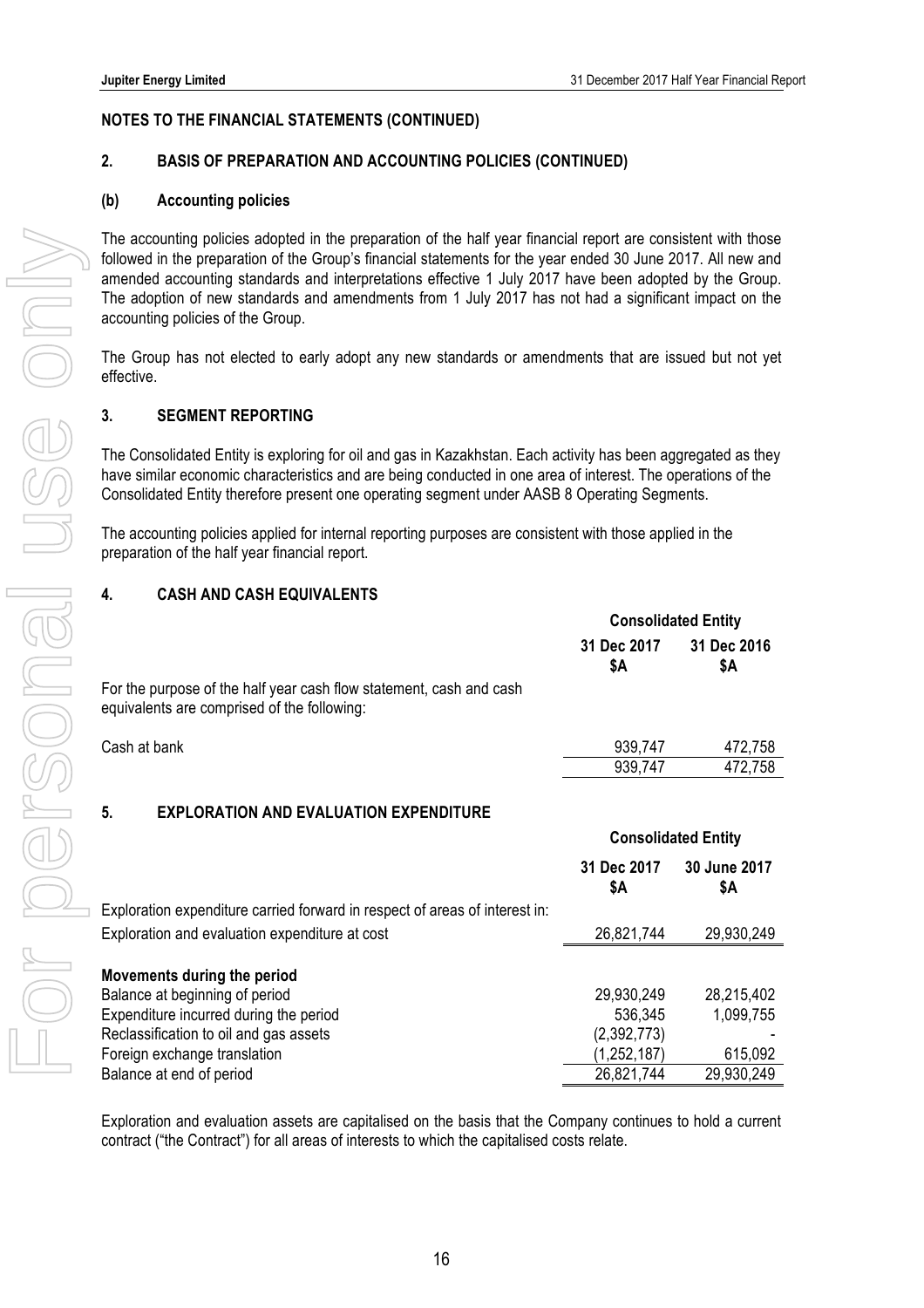## NOTES TO THE FINANCIAL STATEMENTS (CONTINUED)

### 2. BASIS OF PREPARATION AND ACCOUNTING POLICIES (CONTINUED)

#### (b) Accounting policies

The accounting policies adopted in the preparation of the half year financial report are consistent with those followed in the preparation of the Group's financial statements for the year ended 30 June 2017. All new and amended accounting standards and interpretations effective 1 July 2017 have been adopted by the Group. The adoption of new standards and amendments from 1 July 2017 has not had a significant impact on the accounting policies of the Group.

The Group has not elected to early adopt any new standards or amendments that are issued but not yet effective.

### 3. SEGMENT REPORTING

The Consolidated Entity is exploring for oil and gas in Kazakhstan. Each activity has been aggregated as they have similar economic characteristics and are being conducted in one area of interest. The operations of the Consolidated Entity therefore present one operating segment under AASB 8 Operating Segments.

The accounting policies applied for internal reporting purposes are consistent with those applied in the preparation of the half year financial report.

### 4. CASH AND CASH EQUIVALENTS

| | Consolidated Entity | |
|---|---|---|
| | 31 Dec 2017 $A | 31 Dec 2016 $A |
| For the purpose of the half year cash flow statement, cash and cash equivalents are comprised of the following: | | |
| Cash at bank | 939,747 | 472,758 |
| | 939,747 | 472,758 |

### 5. EXPLORATION AND EVALUATION EXPENDITURE

| | Consolidated Entity | |
|---|---|---|
| | 31 Dec 2017 $A | 30 June 2017 $A |
| Exploration expenditure carried forward in respect of areas of interest in: | | |
| Exploration and evaluation expenditure at cost | 26,821,744 | 29,930,249 |
| **Movements during the period** | | |
| Balance at beginning of period | 29,930,249 | 28,215,402 |
| Expenditure incurred during the period | 536,345 | 1,099,755 |
| Reclassification to oil and gas assets | (2,392,773) | - |
| Foreign exchange translation | (1,252,187) | 615,092 |
| Balance at end of period | 26,821,744 | 29,930,249 |

Exploration and evaluation assets are capitalised on the basis that the Company continues to hold a current contract ("the Contract") for all areas of interests to which the capitalised costs relate.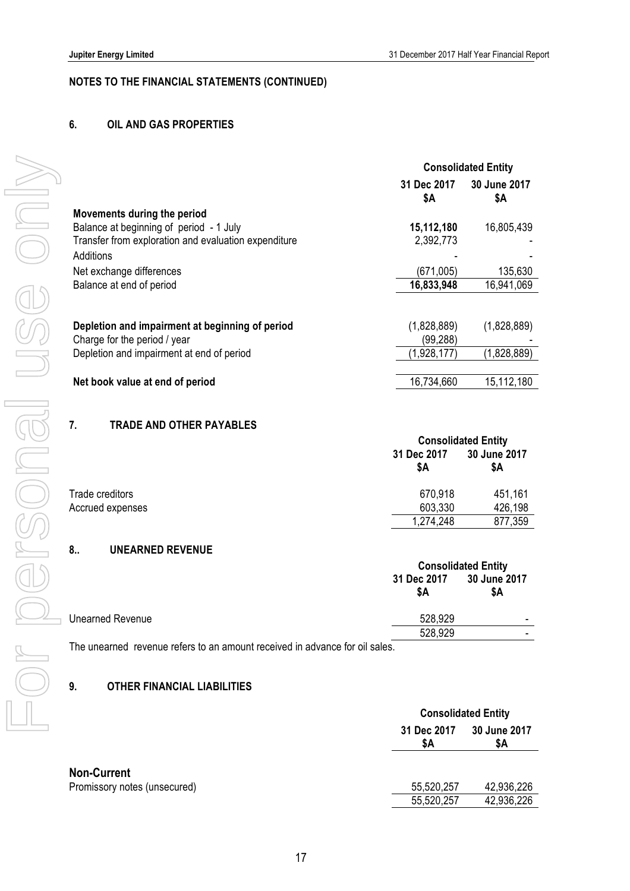## NOTES TO THE FINANCIAL STATEMENTS (CONTINUED)

### 6. OIL AND GAS PROPERTIES

| | Consolidated Entity | |
|---|---|---|
| | 31 Dec 2017 $A | 30 June 2017 $A |
| **Movements during the period** | | |
| Balance at beginning of period - 1 July | **15,112,180** | 16,805,439 |
| Transfer from exploration and evaluation expenditure | 2,392,773 | - |
| Additions | - | - |
| Net exchange differences | (671,005) | 135,630 |
| Balance at end of period | **16,833,948** | 16,941,069 |
| | | |
| **Depletion and impairment at beginning of period** | (1,828,889) | (1,828,889) |
| Charge for the period / year | (99,288) | - |
| Depletion and impairment at end of period | (1,928,177) | (1,828,889) |
| | | |
| **Net book value at end of period** | 16,734,660 | 15,112,180 |

### 7. TRADE AND OTHER PAYABLES

| | Consolidated Entity | |
|---|---|---|
| | 31 Dec 2017 $A | 30 June 2017 $A |
| Trade creditors | 670,918 | 451,161 |
| Accrued expenses | 603,330 | 426,198 |
| | 1,274,248 | 877,359 |

### 8.. UNEARNED REVENUE

| | Consolidated Entity | |
|---|---|---|
| | 31 Dec 2017 $A | 30 June 2017 $A |
| Unearned Revenue | 528,929 | - |
| | 528,929 | - |

The unearned revenue refers to an amount received in advance for oil sales.

### 9. OTHER FINANCIAL LIABILITIES

| | Consolidated Entity | |
|---|---|---|
| | 31 Dec 2017 $A | 30 June 2017 $A |
| **Non-Current** | | |
| Promissory notes (unsecured) | 55,520,257 | 42,936,226 |
| | 55,520,257 | 42,936,226 |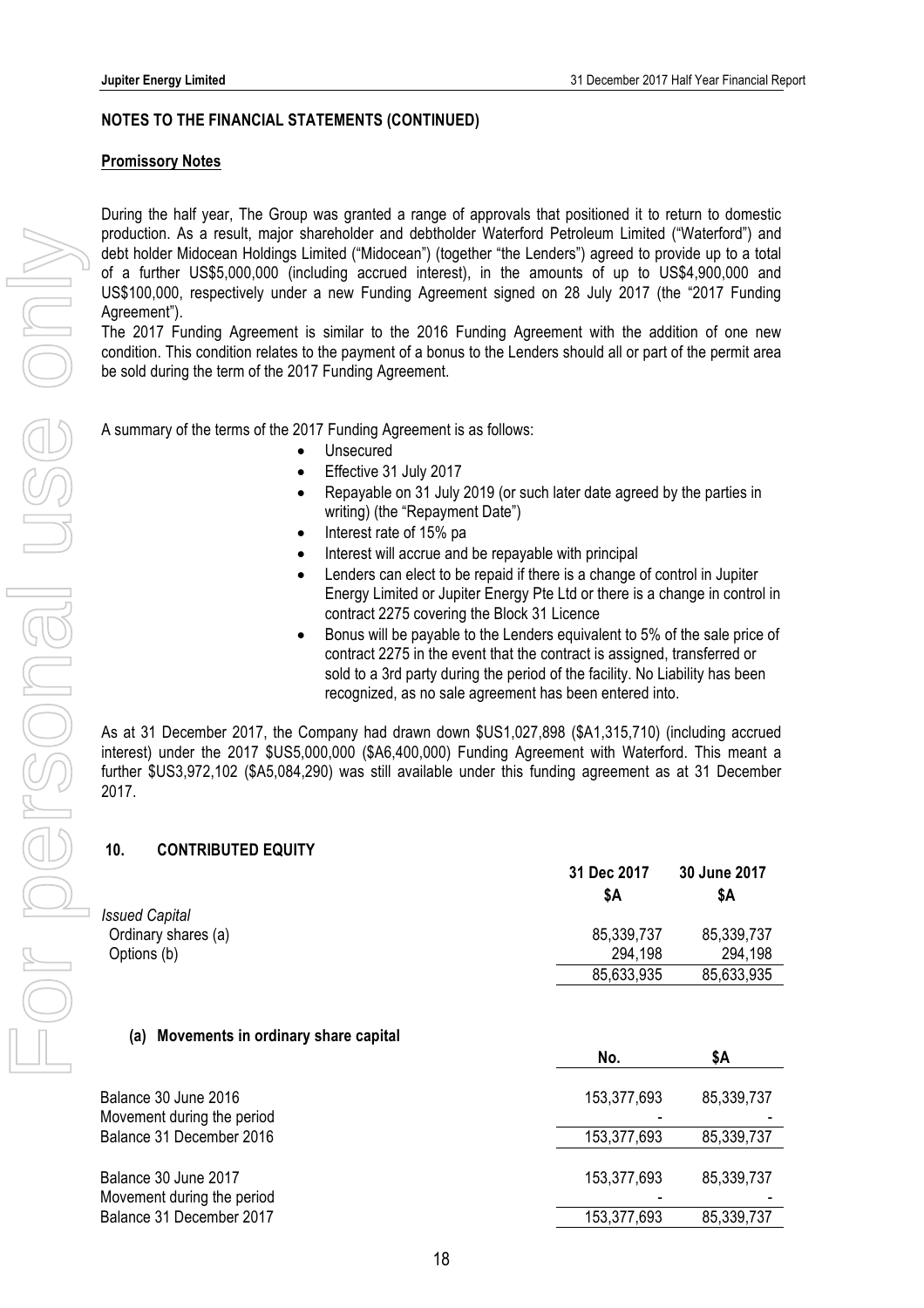## NOTES TO THE FINANCIAL STATEMENTS (CONTINUED)

**Promissory Notes**

During the half year, The Group was granted a range of approvals that positioned it to return to domestic production. As a result, major shareholder and debtholder Waterford Petroleum Limited ("Waterford") and debt holder Midocean Holdings Limited ("Midocean") (together "the Lenders") agreed to provide up to a total of a further US$5,000,000 (including accrued interest), in the amounts of up to US$4,900,000 and US$100,000, respectively under a new Funding Agreement signed on 28 July 2017 (the "2017 Funding Agreement").

The 2017 Funding Agreement is similar to the 2016 Funding Agreement with the addition of one new condition. This condition relates to the payment of a bonus to the Lenders should all or part of the permit area be sold during the term of the 2017 Funding Agreement.

A summary of the terms of the 2017 Funding Agreement is as follows:

- Unsecured
- Effective 31 July 2017
- Repayable on 31 July 2019 (or such later date agreed by the parties in writing) (the "Repayment Date")
- Interest rate of 15% pa
- Interest will accrue and be repayable with principal
- Lenders can elect to be repaid if there is a change of control in Jupiter Energy Limited or Jupiter Energy Pte Ltd or there is a change in control in contract 2275 covering the Block 31 Licence
- Bonus will be payable to the Lenders equivalent to 5% of the sale price of contract 2275 in the event that the contract is assigned, transferred or sold to a 3rd party during the period of the facility. No Liability has been recognized, as no sale agreement has been entered into.

As at 31 December 2017, the Company had drawn down $US1,027,898 ($A1,315,710) (including accrued interest) under the 2017 $US5,000,000 ($A6,400,000) Funding Agreement with Waterford. This meant a further $US3,972,102 ($A5,084,290) was still available under this funding agreement as at 31 December 2017.

## 10. CONTRIBUTED EQUITY

| | 31 Dec 2017 $A | 30 June 2017 $A |
|---|---|---|
| *Issued Capital* | | |
| Ordinary shares (a) | 85,339,737 | 85,339,737 |
| Options (b) | 294,198 | 294,198 |
| | 85,633,935 | 85,633,935 |

### (a) Movements in ordinary share capital

| | No. | $A |
|---|---|---|
| Balance 30 June 2016 | 153,377,693 | 85,339,737 |
| Movement during the period | - | - |
| Balance 31 December 2016 | 153,377,693 | 85,339,737 |
| | | |
| Balance 30 June 2017 | 153,377,693 | 85,339,737 |
| Movement during the period | - | - |
| Balance 31 December 2017 | 153,377,693 | 85,339,737 |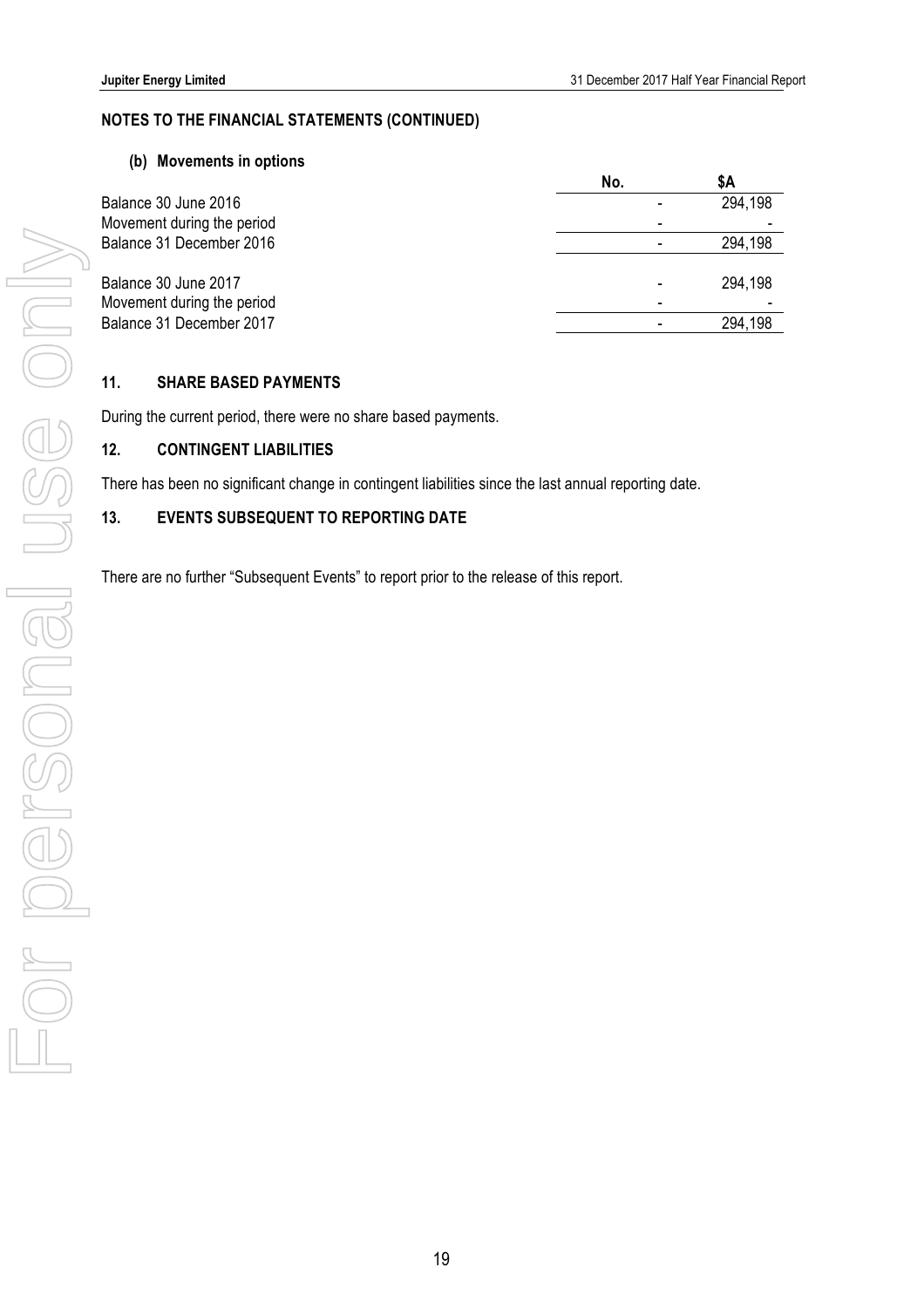## NOTES TO THE FINANCIAL STATEMENTS (CONTINUED)

### (b) Movements in options

| | No. | $A |
|---|---|---|
| Balance 30 June 2016 | - | 294,198 |
| Movement during the period | - | - |
| Balance 31 December 2016 | - | 294,198 |
| | | |
| Balance 30 June 2017 | - | 294,198 |
| Movement during the period | - | - |
| Balance 31 December 2017 | - | 294,198 |

## 11. SHARE BASED PAYMENTS

During the current period, there were no share based payments.

## 12. CONTINGENT LIABILITIES

There has been no significant change in contingent liabilities since the last annual reporting date.

## 13. EVENTS SUBSEQUENT TO REPORTING DATE

There are no further "Subsequent Events" to report prior to the release of this report.